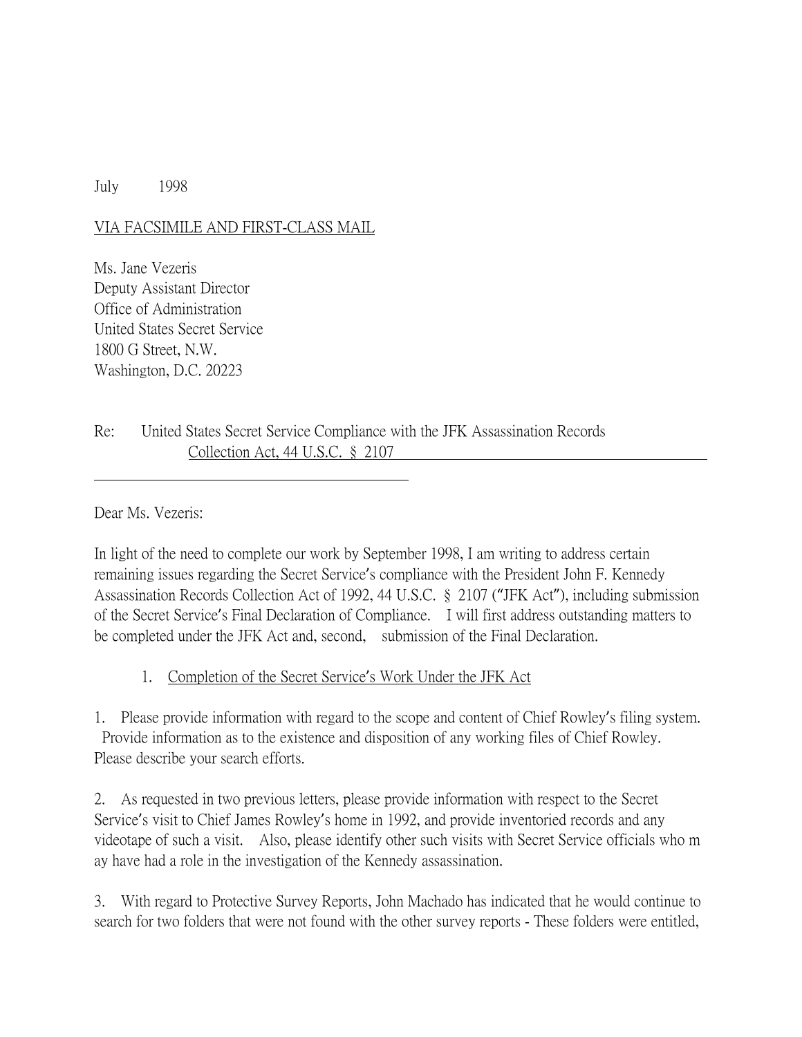July 1998

VIA FACSIMILE AND FIRST-CLASS MAIL

Ms. Jane Vezeris
Deputy Assistant Director
Office of Administration
United States Secret Service
1800 G Street, N.W.
Washington, D.C. 20223

Re: United States Secret Service Compliance with the JFK Assassination Records Collection Act, 44 U.S.C. § 2107

Dear Ms. Vezeris:

In light of the need to complete our work by September 1998, I am writing to address certain remaining issues regarding the Secret Service's compliance with the President John F. Kennedy Assassination Records Collection Act of 1992, 44 U.S.C. § 2107 ("JFK Act"), including submission of the Secret Service's Final Declaration of Compliance. I will first address outstanding matters to be completed under the JFK Act and, second, submission of the Final Declaration.

1. Completion of the Secret Service's Work Under the JFK Act

1. Please provide information with regard to the scope and content of Chief Rowley's filing system. Provide information as to the existence and disposition of any working files of Chief Rowley. Please describe your search efforts.

2. As requested in two previous letters, please provide information with respect to the Secret Service's visit to Chief James Rowley's home in 1992, and provide inventoried records and any videotape of such a visit. Also, please identify other such visits with Secret Service officials who may have had a role in the investigation of the Kennedy assassination.

3. With regard to Protective Survey Reports, John Machado has indicated that he would continue to search for two folders that were not found with the other survey reports - These folders were entitled,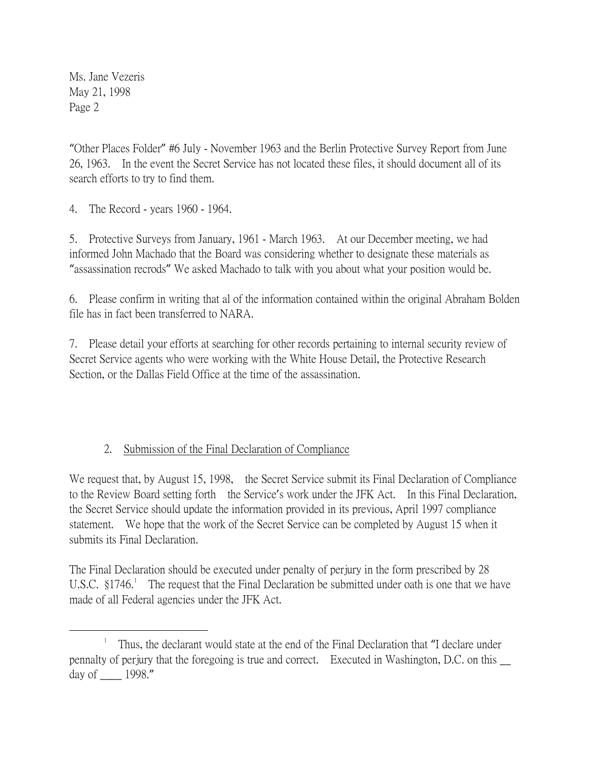"Other Places Folder" #6 July - November 1963 and the Berlin Protective Survey Report from June 26, 1963. In the event the Secret Service has not located these files, it should document all of its search efforts to try to find them.

4. The Record - years 1960 - 1964.

5. Protective Surveys from January, 1961 - March 1963. At our December meeting, we had informed John Machado that the Board was considering whether to designate these materials as "assassination recrods" We asked Machado to talk with you about what your position would be.

6. Please confirm in writing that al of the information contained within the original Abraham Bolden file has in fact been transferred to NARA.

7. Please detail your efforts at searching for other records pertaining to internal security review of Secret Service agents who were working with the White House Detail, the Protective Research Section, or the Dallas Field Office at the time of the assassination.

2. Submission of the Final Declaration of Compliance

We request that, by August 15, 1998, the Secret Service submit its Final Declaration of Compliance to the Review Board setting forth the Service's work under the JFK Act. In this Final Declaration, the Secret Service should update the information provided in its previous, April 1997 compliance statement. We hope that the work of the Secret Service can be completed by August 15 when it submits its Final Declaration.

The Final Declaration should be executed under penalty of perjury in the form prescribed by 28 U.S.C. §1746.[1] The request that the Final Declaration be submitted under oath is one that we have made of all Federal agencies under the JFK Act.

[1] Thus, the declarant would state at the end of the Final Declaration that "I declare under pennalty of perjury that the foregoing is true and correct. Executed in Washington, D.C. on this __ day of ____ 1998."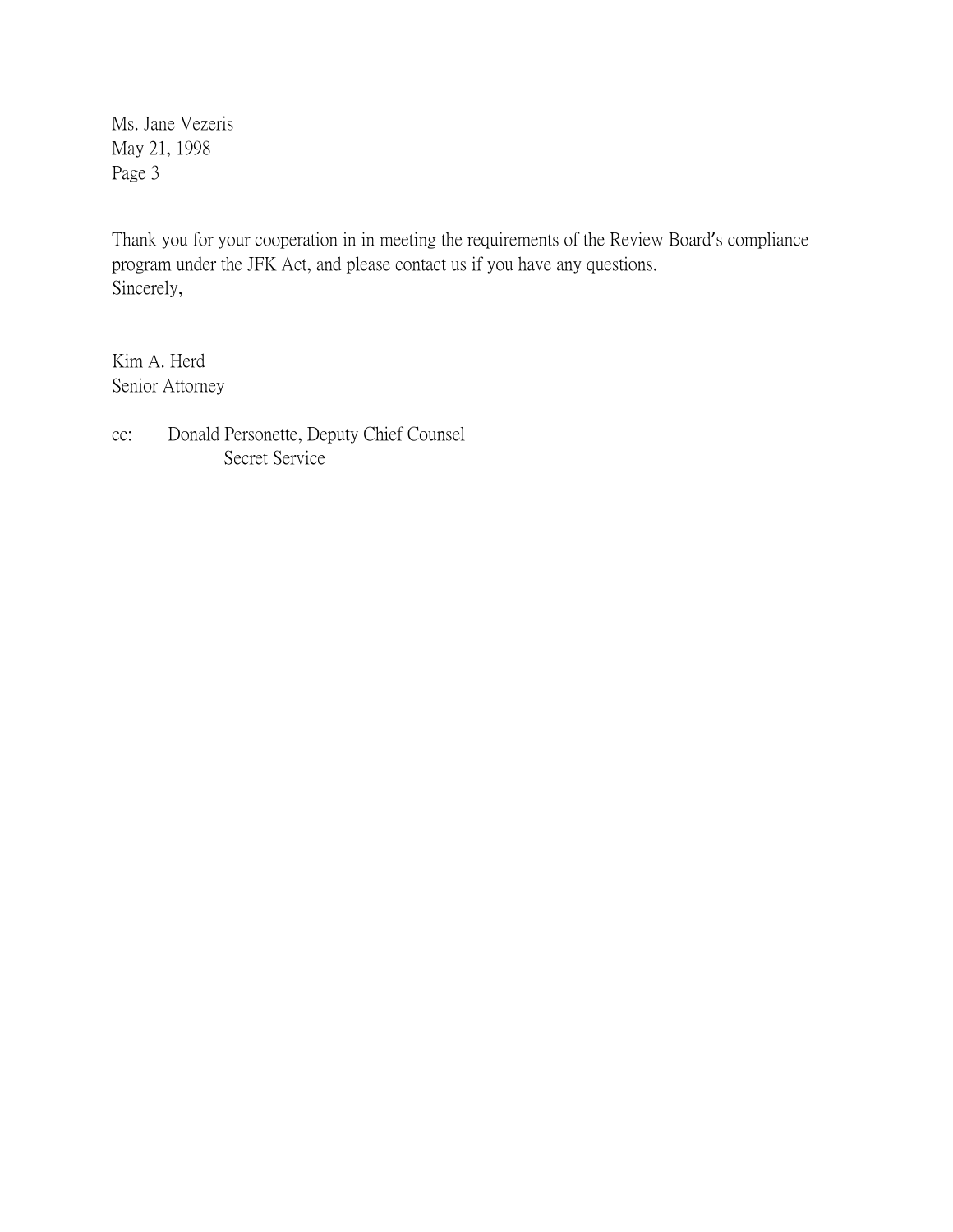Thank you for your cooperation in in meeting the requirements of the Review Board's compliance program under the JFK Act, and please contact us if you have any questions.

Sincerely,

Kim A. Herd
Senior Attorney

cc: Donald Personette, Deputy Chief Counsel
Secret Service